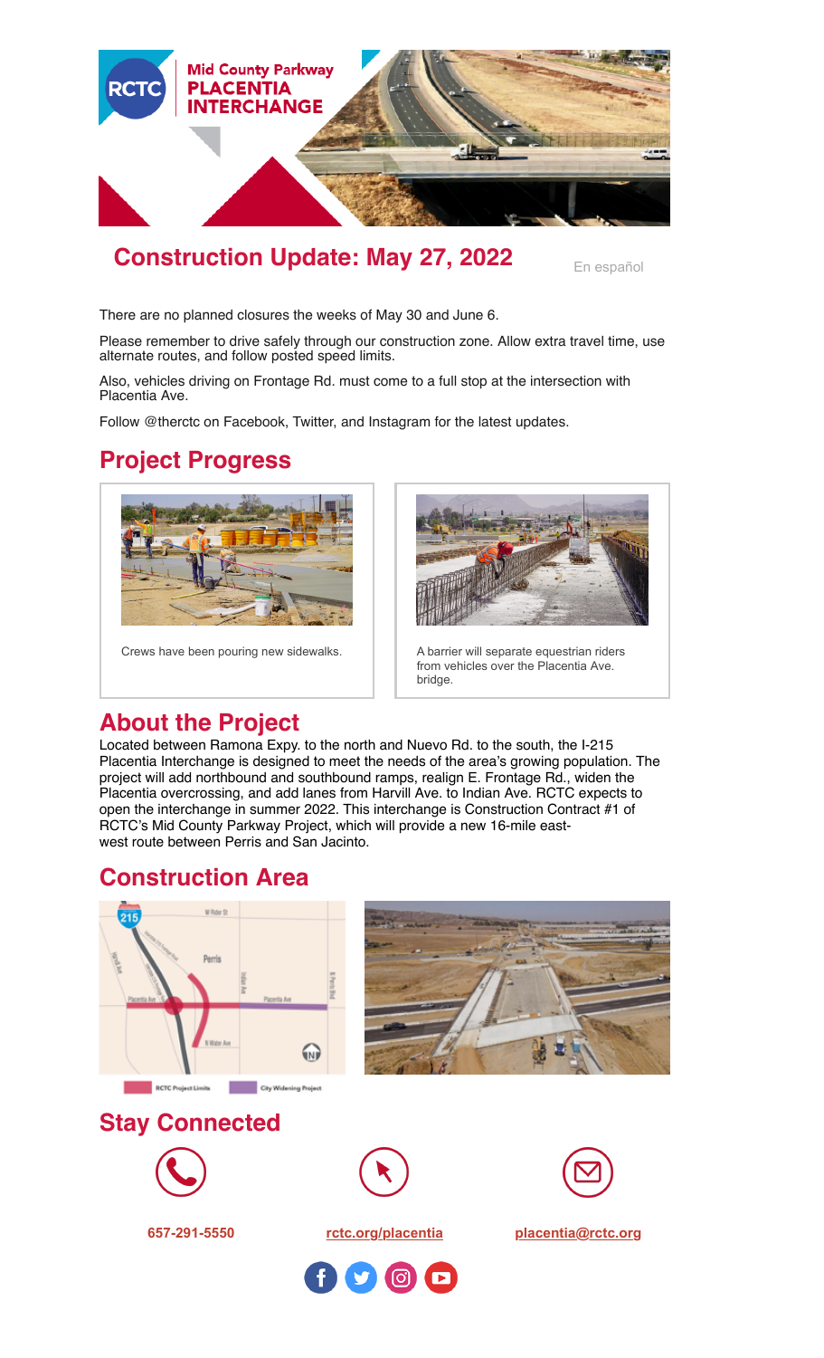Mid County Parkway
**PLACENTIA INTERCHANGE**

# Construction Update: May 27, 2022

En español

There are no planned closures the weeks of May 30 and June 6.

Please remember to drive safely through our construction zone. Allow extra travel time, use alternate routes, and follow posted speed limits.

Also, vehicles driving on Frontage Rd. must come to a full stop at the intersection with Placentia Ave.

Follow @therctc on Facebook, Twitter, and Instagram for the latest updates.

## Project Progress

Crews have been pouring new sidewalks.

A barrier will separate equestrian riders from vehicles over the Placentia Ave. bridge.

## About the Project

Located between Ramona Expy. to the north and Nuevo Rd. to the south, the I-215 Placentia Interchange is designed to meet the needs of the area's growing population. The project will add northbound and southbound ramps, realign E. Frontage Rd., widen the Placentia overcrossing, and add lanes from Harvill Ave. to Indian Ave. RCTC expects to open the interchange in summer 2022. This interchange is Construction Contract #1 of RCTC's Mid County Parkway Project, which will provide a new 16-mile east-west route between Perris and San Jacinto.

## Construction Area

RCTC Project Limits | City Widening Project

## Stay Connected

657-291-5550

rctc.org/placentia

placentia@rctc.org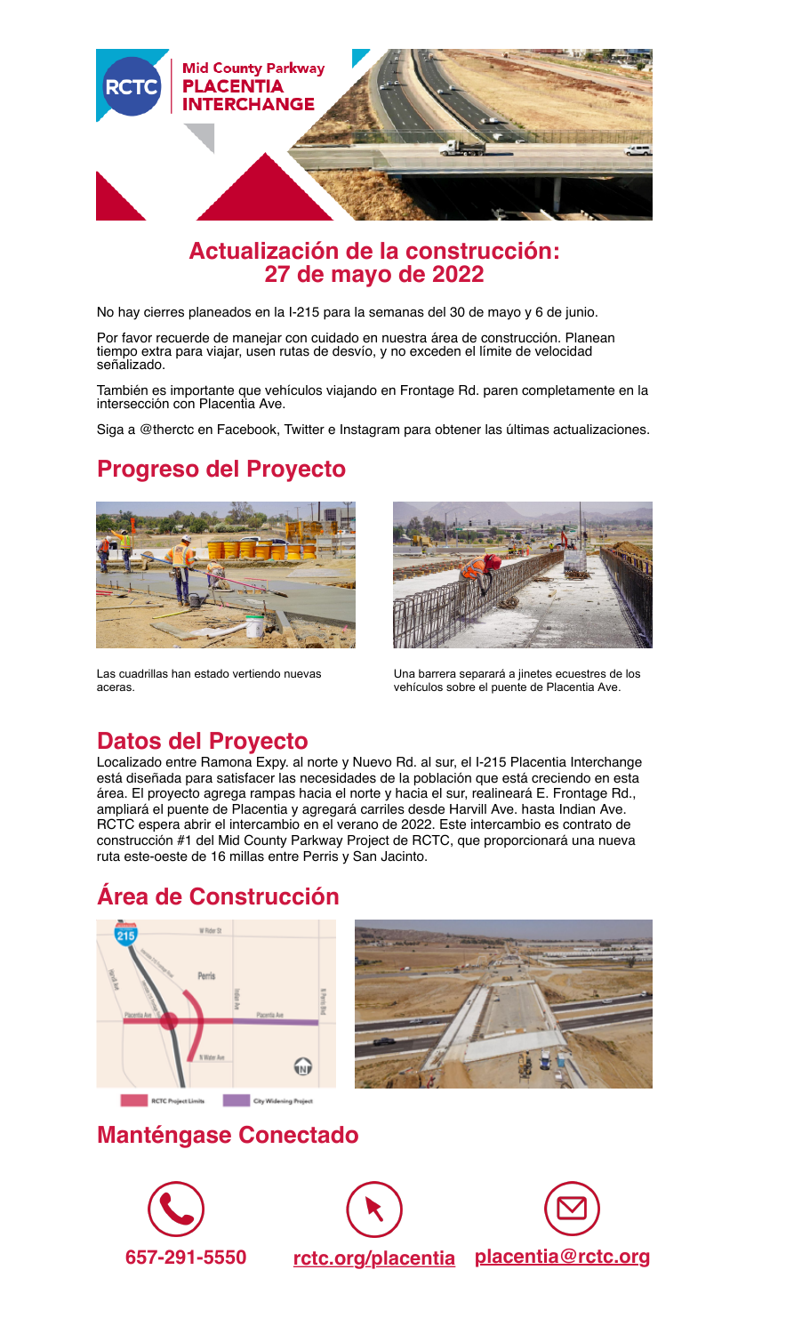Mid County Parkway
**PLACENTIA INTERCHANGE**

## Actualización de la construcción: 27 de mayo de 2022

No hay cierres planeados en la I-215 para la semanas del 30 de mayo y 6 de junio.

Por favor recuerde de manejar con cuidado en nuestra área de construcción. Planean tiempo extra para viajar, usen rutas de desvío, y no exceden el límite de velocidad señalizado.

También es importante que vehículos viajando en Frontage Rd. paren completamente en la intersección con Placentia Ave.

Siga a @therctc en Facebook, Twitter e Instagram para obtener las últimas actualizaciones.

## Progreso del Proyecto

Las cuadrillas han estado vertiendo nuevas aceras.

Una barrera separará a jinetes ecuestres de los vehículos sobre el puente de Placentia Ave.

## Datos del Proyecto

Localizado entre Ramona Expy. al norte y Nuevo Rd. al sur, el I-215 Placentia Interchange está diseñada para satisfacer las necesidades de la población que está creciendo en esta área. El proyecto agrega rampas hacia el norte y hacia el sur, realineará E. Frontage Rd., ampliará el puente de Placentia y agregará carriles desde Harvill Ave. hasta Indian Ave. RCTC espera abrir el intercambio en el verano de 2022. Este intercambio es contrato de construcción #1 del Mid County Parkway Project de RCTC, que proporcionará una nueva ruta este-oeste de 16 millas entre Perris y San Jacinto.

## Área de Construcción

215
W Rider St
Perris
Indian Ave
N Perris Blvd
Placentia Ave
Placentia Ave
N Water Ave
N
RCTC Project Limits
City Widening Project

## Manténgase Conectado

657-291-5550

rctc.org/placentia

placentia@rctc.org